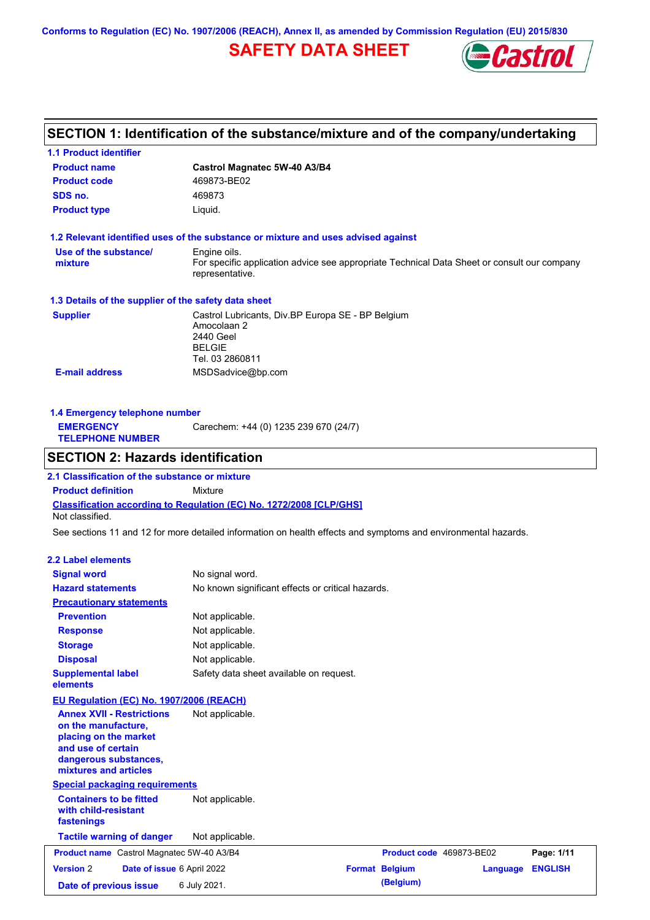Conforms to Regulation (EC) No. 1907/2006 (REACH), Annex II, as amended by Commission Regulation (EU) 2015/830

# SAFETY DATA SHEET

## SECTION 1: Identification of the substance/mixture and of the company/undertaking

### 1.1 Product identifier

| | |
|---|---|
| **Product name** | **Castrol Magnatec 5W-40 A3/B4** |
| **Product code** | 469873-BE02 |
| **SDS no.** | 469873 |
| **Product type** | Liquid. |

### 1.2 Relevant identified uses of the substance or mixture and uses advised against

| | |
|---|---|
| **Use of the substance/ mixture** | Engine oils.<br>For specific application advice see appropriate Technical Data Sheet or consult our company representative. |

### 1.3 Details of the supplier of the safety data sheet

| | |
|---|---|
| **Supplier** | Castrol Lubricants, Div.BP Europa SE - BP Belgium<br>Amocolaan 2<br>2440 Geel<br>BELGIE<br>Tel. 03 2860811 |
| **E-mail address** | MSDSadvice@bp.com |

### 1.4 Emergency telephone number

| | |
|---|---|
| **EMERGENCY TELEPHONE NUMBER** | Carechem: +44 (0) 1235 239 670 (24/7) |

## SECTION 2: Hazards identification

### 2.1 Classification of the substance or mixture

**Product definition** Mixture

**Classification according to Regulation (EC) No. 1272/2008 [CLP/GHS]**

Not classified.

See sections 11 and 12 for more detailed information on health effects and symptoms and environmental hazards.

### 2.2 Label elements

| | |
|---|---|
| **Signal word** | No signal word. |
| **Hazard statements** | No known significant effects or critical hazards. |
| **Precautionary statements** | |
| **Prevention** | Not applicable. |
| **Response** | Not applicable. |
| **Storage** | Not applicable. |
| **Disposal** | Not applicable. |
| **Supplemental label elements** | Safety data sheet available on request. |

**EU Regulation (EC) No. 1907/2006 (REACH)**

| | |
|---|---|
| **Annex XVII - Restrictions on the manufacture, placing on the market and use of certain dangerous substances, mixtures and articles** | Not applicable. |

**Special packaging requirements**

| | |
|---|---|
| **Containers to be fitted with child-resistant fastenings** | Not applicable. |
| **Tactile warning of danger** | Not applicable. |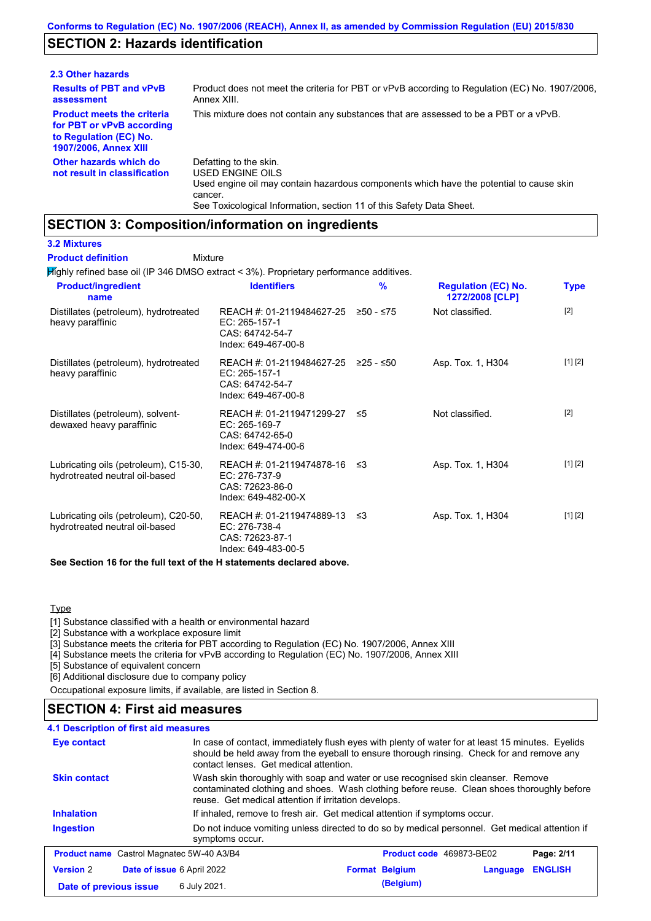Conforms to Regulation (EC) No. 1907/2006 (REACH), Annex II, as amended by Commission Regulation (EU) 2015/830

## SECTION 2: Hazards identification

### 2.3 Other hazards

| | |
|---|---|
| **Results of PBT and vPvB assessment** | Product does not meet the criteria for PBT or vPvB according to Regulation (EC) No. 1907/2006, Annex XIII. |
| **Product meets the criteria for PBT or vPvB according to Regulation (EC) No. 1907/2006, Annex XIII** | This mixture does not contain any substances that are assessed to be a PBT or a vPvB. |
| **Other hazards which do not result in classification** | Defatting to the skin.<br>USED ENGINE OILS<br>Used engine oil may contain hazardous components which have the potential to cause skin cancer.<br>See Toxicological Information, section 11 of this Safety Data Sheet. |

## SECTION 3: Composition/information on ingredients

### 3.2 Mixtures

**Product definition** Mixture

Highly refined base oil (IP 346 DMSO extract < 3%). Proprietary performance additives.

| Product/ingredient name | Identifiers | % | Regulation (EC) No. 1272/2008 [CLP] | Type |
|---|---|---|---|---|
| Distillates (petroleum), hydrotreated heavy paraffinic | REACH #: 01-2119484627-25<br>EC: 265-157-1<br>CAS: 64742-54-7<br>Index: 649-467-00-8 | ≥50 - ≤75 | Not classified. | [2] |
| Distillates (petroleum), hydrotreated heavy paraffinic | REACH #: 01-2119484627-25<br>EC: 265-157-1<br>CAS: 64742-54-7<br>Index: 649-467-00-8 | ≥25 - ≤50 | Asp. Tox. 1, H304 | [1] [2] |
| Distillates (petroleum), solvent-dewaxed heavy paraffinic | REACH #: 01-2119471299-27<br>EC: 265-169-7<br>CAS: 64742-65-0<br>Index: 649-474-00-6 | ≤5 | Not classified. | [2] |
| Lubricating oils (petroleum), C15-30, hydrotreated neutral oil-based | REACH #: 01-2119474878-16<br>EC: 276-737-9<br>CAS: 72623-86-0<br>Index: 649-482-00-X | ≤3 | Asp. Tox. 1, H304 | [1] [2] |
| Lubricating oils (petroleum), C20-50, hydrotreated neutral oil-based | REACH #: 01-2119474889-13<br>EC: 276-738-4<br>CAS: 72623-87-1<br>Index: 649-483-00-5 | ≤3 | Asp. Tox. 1, H304 | [1] [2] |

**See Section 16 for the full text of the H statements declared above.**

Type

[1] Substance classified with a health or environmental hazard
[2] Substance with a workplace exposure limit
[3] Substance meets the criteria for PBT according to Regulation (EC) No. 1907/2006, Annex XIII
[4] Substance meets the criteria for vPvB according to Regulation (EC) No. 1907/2006, Annex XIII
[5] Substance of equivalent concern
[6] Additional disclosure due to company policy

Occupational exposure limits, if available, are listed in Section 8.

## SECTION 4: First aid measures

### 4.1 Description of first aid measures

| | |
|---|---|
| **Eye contact** | In case of contact, immediately flush eyes with plenty of water for at least 15 minutes. Eyelids should be held away from the eyeball to ensure thorough rinsing. Check for and remove any contact lenses. Get medical attention. |
| **Skin contact** | Wash skin thoroughly with soap and water or use recognised skin cleanser. Remove contaminated clothing and shoes. Wash clothing before reuse. Clean shoes thoroughly before reuse. Get medical attention if irritation develops. |
| **Inhalation** | If inhaled, remove to fresh air. Get medical attention if symptoms occur. |
| **Ingestion** | Do not induce vomiting unless directed to do so by medical personnel. Get medical attention if symptoms occur. |

| | | | |
|---|---|---|---|
| **Product name** Castrol Magnatec 5W-40 A3/B4 | | **Product code** 469873-BE02 | |
| **Version** 2 | **Date of issue** 6 April 2022 | **Format** Belgium (Belgium) | **Language** ENGLISH |
| **Date of previous issue** | 6 July 2021. | | |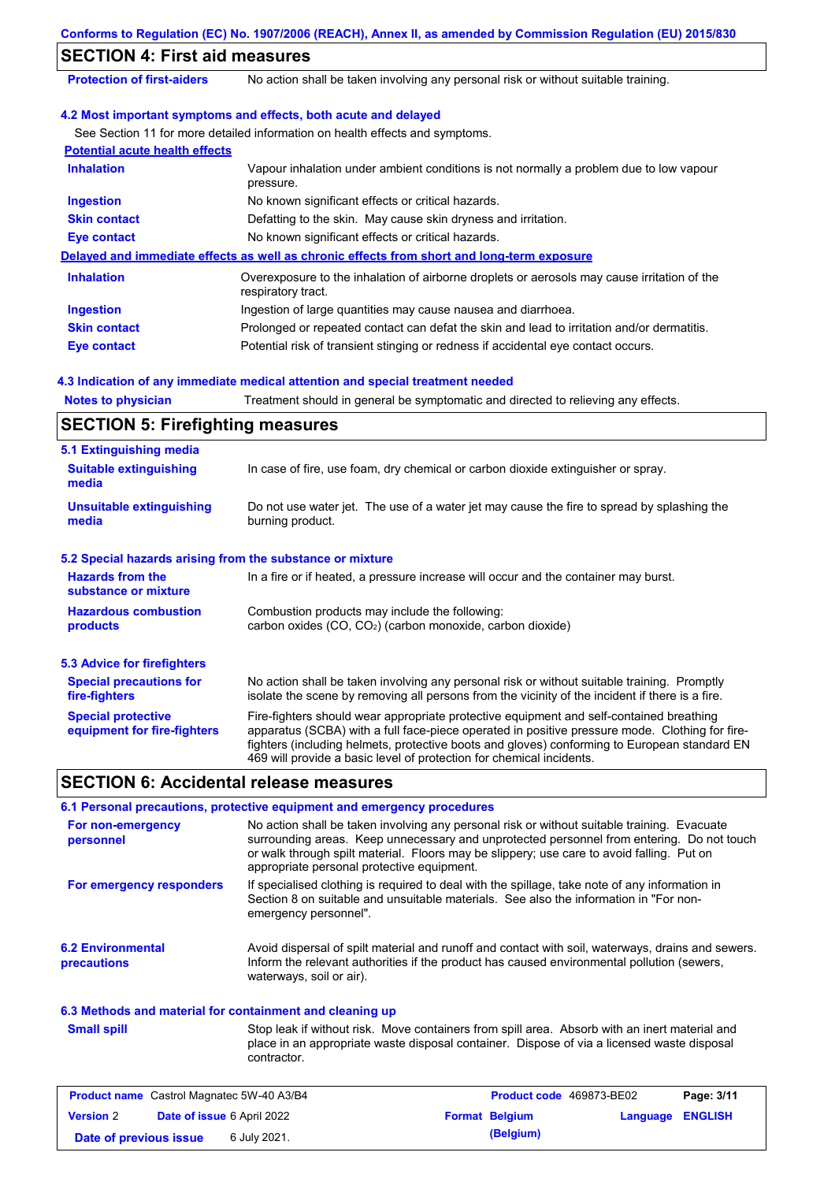## SECTION 4: First aid measures

| | |
|---|---|
| **Protection of first-aiders** | No action shall be taken involving any personal risk or without suitable training. |

### 4.2 Most important symptoms and effects, both acute and delayed

See Section 11 for more detailed information on health effects and symptoms.

**Potential acute health effects**

| | |
|---|---|
| **Inhalation** | Vapour inhalation under ambient conditions is not normally a problem due to low vapour pressure. |
| **Ingestion** | No known significant effects or critical hazards. |
| **Skin contact** | Defatting to the skin. May cause skin dryness and irritation. |
| **Eye contact** | No known significant effects or critical hazards. |

**Delayed and immediate effects as well as chronic effects from short and long-term exposure**

| | |
|---|---|
| **Inhalation** | Overexposure to the inhalation of airborne droplets or aerosols may cause irritation of the respiratory tract. |
| **Ingestion** | Ingestion of large quantities may cause nausea and diarrhoea. |
| **Skin contact** | Prolonged or repeated contact can defat the skin and lead to irritation and/or dermatitis. |
| **Eye contact** | Potential risk of transient stinging or redness if accidental eye contact occurs. |

### 4.3 Indication of any immediate medical attention and special treatment needed

| | |
|---|---|
| **Notes to physician** | Treatment should in general be symptomatic and directed to relieving any effects. |

## SECTION 5: Firefighting measures

### 5.1 Extinguishing media

| | |
|---|---|
| **Suitable extinguishing media** | In case of fire, use foam, dry chemical or carbon dioxide extinguisher or spray. |
| **Unsuitable extinguishing media** | Do not use water jet. The use of a water jet may cause the fire to spread by splashing the burning product. |

### 5.2 Special hazards arising from the substance or mixture

| | |
|---|---|
| **Hazards from the substance or mixture** | In a fire or if heated, a pressure increase will occur and the container may burst. |
| **Hazardous combustion products** | Combustion products may include the following: carbon oxides (CO, $CO_2$) (carbon monoxide, carbon dioxide) |

### 5.3 Advice for firefighters

| | |
|---|---|
| **Special precautions for fire-fighters** | No action shall be taken involving any personal risk or without suitable training. Promptly isolate the scene by removing all persons from the vicinity of the incident if there is a fire. |
| **Special protective equipment for fire-fighters** | Fire-fighters should wear appropriate protective equipment and self-contained breathing apparatus (SCBA) with a full face-piece operated in positive pressure mode. Clothing for fire-fighters (including helmets, protective boots and gloves) conforming to European standard EN 469 will provide a basic level of protection for chemical incidents. |

## SECTION 6: Accidental release measures

### 6.1 Personal precautions, protective equipment and emergency procedures

| | |
|---|---|
| **For non-emergency personnel** | No action shall be taken involving any personal risk or without suitable training. Evacuate surrounding areas. Keep unnecessary and unprotected personnel from entering. Do not touch or walk through spilt material. Floors may be slippery; use care to avoid falling. Put on appropriate personal protective equipment. |
| **For emergency responders** | If specialised clothing is required to deal with the spillage, take note of any information in Section 8 on suitable and unsuitable materials. See also the information in "For non-emergency personnel". |

| | |
|---|---|
| **6.2 Environmental precautions** | Avoid dispersal of spilt material and runoff and contact with soil, waterways, drains and sewers. Inform the relevant authorities if the product has caused environmental pollution (sewers, waterways, soil or air). |

### 6.3 Methods and material for containment and cleaning up

| | |
|---|---|
| **Small spill** | Stop leak if without risk. Move containers from spill area. Absorb with an inert material and place in an appropriate waste disposal container. Dispose of via a licensed waste disposal contractor. |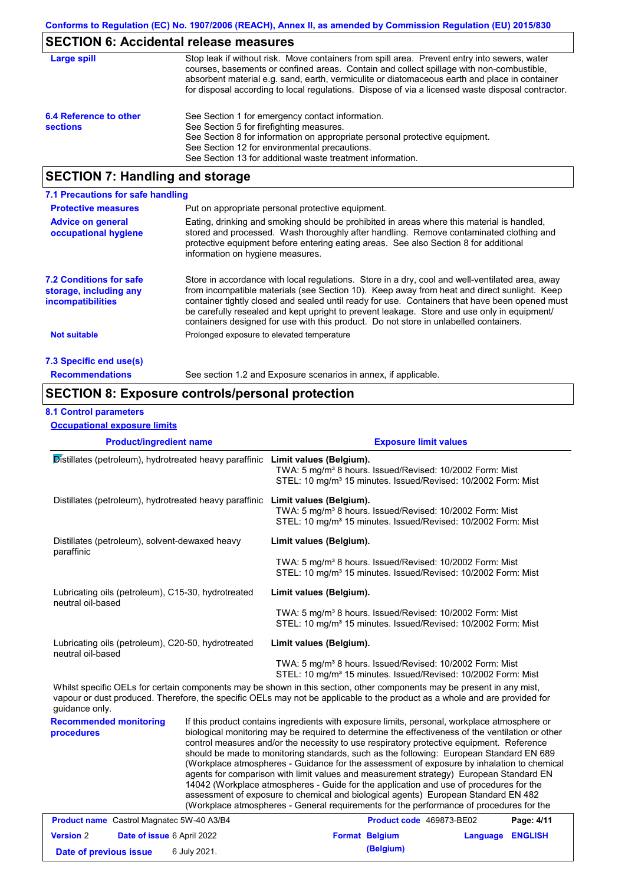Conforms to Regulation (EC) No. 1907/2006 (REACH), Annex II, as amended by Commission Regulation (EU) 2015/830

## SECTION 6: Accidental release measures

**Large spill**

Stop leak if without risk. Move containers from spill area. Prevent entry into sewers, water courses, basements or confined areas. Contain and collect spillage with non-combustible, absorbent material e.g. sand, earth, vermiculite or diatomaceous earth and place in container for disposal according to local regulations. Dispose of via a licensed waste disposal contractor.

**6.4 Reference to other sections**

See Section 1 for emergency contact information.
See Section 5 for firefighting measures.
See Section 8 for information on appropriate personal protective equipment.
See Section 12 for environmental precautions.
See Section 13 for additional waste treatment information.

## SECTION 7: Handling and storage

### 7.1 Precautions for safe handling

**Protective measures**

Put on appropriate personal protective equipment.

**Advice on general occupational hygiene**

Eating, drinking and smoking should be prohibited in areas where this material is handled, stored and processed. Wash thoroughly after handling. Remove contaminated clothing and protective equipment before entering eating areas. See also Section 8 for additional information on hygiene measures.

**7.2 Conditions for safe storage, including any incompatibilities**

Store in accordance with local regulations. Store in a dry, cool and well-ventilated area, away from incompatible materials (see Section 10). Keep away from heat and direct sunlight. Keep container tightly closed and sealed until ready for use. Containers that have been opened must be carefully resealed and kept upright to prevent leakage. Store and use only in equipment/ containers designed for use with this product. Do not store in unlabelled containers.

**Not suitable**

Prolonged exposure to elevated temperature

### 7.3 Specific end use(s)

**Recommendations**

See section 1.2 and Exposure scenarios in annex, if applicable.

## SECTION 8: Exposure controls/personal protection

### 8.1 Control parameters

**Occupational exposure limits**

| Product/ingredient name | Exposure limit values |
|---|---|
| Distillates (petroleum), hydrotreated heavy paraffinic | **Limit values (Belgium).**<br>TWA: 5 mg/m³ 8 hours. Issued/Revised: 10/2002 Form: Mist<br>STEL: 10 mg/m³ 15 minutes. Issued/Revised: 10/2002 Form: Mist |
| Distillates (petroleum), hydrotreated heavy paraffinic | **Limit values (Belgium).**<br>TWA: 5 mg/m³ 8 hours. Issued/Revised: 10/2002 Form: Mist<br>STEL: 10 mg/m³ 15 minutes. Issued/Revised: 10/2002 Form: Mist |
| Distillates (petroleum), solvent-dewaxed heavy paraffinic | **Limit values (Belgium).**<br>TWA: 5 mg/m³ 8 hours. Issued/Revised: 10/2002 Form: Mist<br>STEL: 10 mg/m³ 15 minutes. Issued/Revised: 10/2002 Form: Mist |
| Lubricating oils (petroleum), C15-30, hydrotreated neutral oil-based | **Limit values (Belgium).**<br>TWA: 5 mg/m³ 8 hours. Issued/Revised: 10/2002 Form: Mist<br>STEL: 10 mg/m³ 15 minutes. Issued/Revised: 10/2002 Form: Mist |
| Lubricating oils (petroleum), C20-50, hydrotreated neutral oil-based | **Limit values (Belgium).**<br>TWA: 5 mg/m³ 8 hours. Issued/Revised: 10/2002 Form: Mist<br>STEL: 10 mg/m³ 15 minutes. Issued/Revised: 10/2002 Form: Mist |

Whilst specific OELs for certain components may be shown in this section, other components may be present in any mist, vapour or dust produced. Therefore, the specific OELs may not be applicable to the product as a whole and are provided for guidance only.

**Recommended monitoring procedures**

If this product contains ingredients with exposure limits, personal, workplace atmosphere or biological monitoring may be required to determine the effectiveness of the ventilation or other control measures and/or the necessity to use respiratory protective equipment. Reference should be made to monitoring standards, such as the following: European Standard EN 689 (Workplace atmospheres - Guidance for the assessment of exposure by inhalation to chemical agents for comparison with limit values and measurement strategy) European Standard EN 14042 (Workplace atmospheres - Guide for the application and use of procedures for the assessment of exposure to chemical and biological agents) European Standard EN 482 (Workplace atmospheres - General requirements for the performance of procedures for the

| Product name Castrol Magnatec 5W-40 A3/B4 | Product code 469873-BE02 | Page: 4/11 |
|---|---|---|
| Version 2 · Date of issue 6 April 2022 | Format Belgium (Belgium) | Language ENGLISH |
| Date of previous issue 6 July 2021. | | |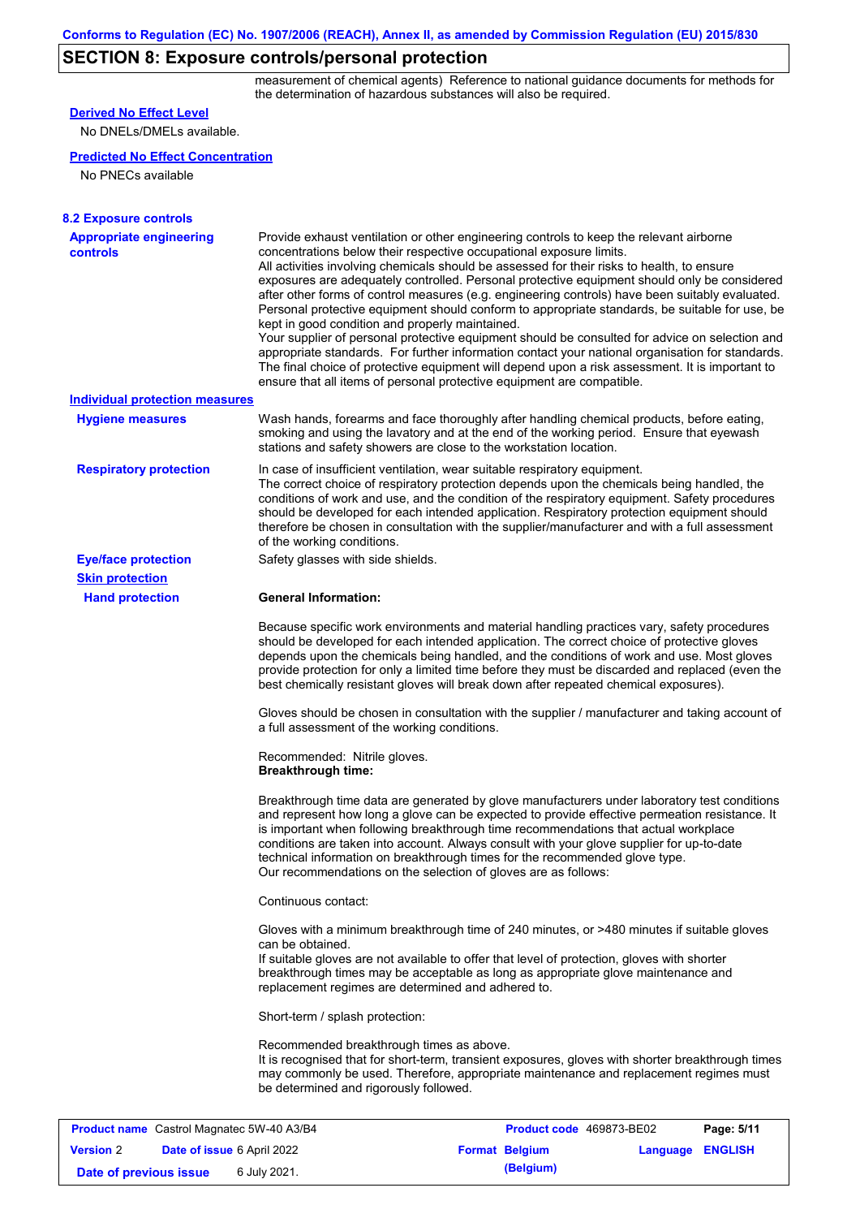## SECTION 8: Exposure controls/personal protection

measurement of chemical agents) Reference to national guidance documents for methods for the determination of hazardous substances will also be required.

**Derived No Effect Level**

No DNELs/DMELs available.

**Predicted No Effect Concentration**

No PNECs available

### 8.2 Exposure controls

**Appropriate engineering controls**

Provide exhaust ventilation or other engineering controls to keep the relevant airborne concentrations below their respective occupational exposure limits.
All activities involving chemicals should be assessed for their risks to health, to ensure exposures are adequately controlled. Personal protective equipment should only be considered after other forms of control measures (e.g. engineering controls) have been suitably evaluated. Personal protective equipment should conform to appropriate standards, be suitable for use, be kept in good condition and properly maintained.
Your supplier of personal protective equipment should be consulted for advice on selection and appropriate standards. For further information contact your national organisation for standards.
The final choice of protective equipment will depend upon a risk assessment. It is important to ensure that all items of personal protective equipment are compatible.

**Individual protection measures**

**Hygiene measures**

Wash hands, forearms and face thoroughly after handling chemical products, before eating, smoking and using the lavatory and at the end of the working period. Ensure that eyewash stations and safety showers are close to the workstation location.

**Respiratory protection**

In case of insufficient ventilation, wear suitable respiratory equipment.
The correct choice of respiratory protection depends upon the chemicals being handled, the conditions of work and use, and the condition of the respiratory equipment. Safety procedures should be developed for each intended application. Respiratory protection equipment should therefore be chosen in consultation with the supplier/manufacturer and with a full assessment of the working conditions.

**Eye/face protection**

Safety glasses with side shields.

**Skin protection**

**Hand protection**

**General Information:**

Because specific work environments and material handling practices vary, safety procedures should be developed for each intended application. The correct choice of protective gloves depends upon the chemicals being handled, and the conditions of work and use. Most gloves provide protection for only a limited time before they must be discarded and replaced (even the best chemically resistant gloves will break down after repeated chemical exposures).

Gloves should be chosen in consultation with the supplier / manufacturer and taking account of a full assessment of the working conditions.

Recommended: Nitrile gloves.
**Breakthrough time:**

Breakthrough time data are generated by glove manufacturers under laboratory test conditions and represent how long a glove can be expected to provide effective permeation resistance. It is important when following breakthrough time recommendations that actual workplace conditions are taken into account. Always consult with your glove supplier for up-to-date technical information on breakthrough times for the recommended glove type.
Our recommendations on the selection of gloves are as follows:

Continuous contact:

Gloves with a minimum breakthrough time of 240 minutes, or >480 minutes if suitable gloves can be obtained.
If suitable gloves are not available to offer that level of protection, gloves with shorter breakthrough times may be acceptable as long as appropriate glove maintenance and replacement regimes are determined and adhered to.

Short-term / splash protection:

Recommended breakthrough times as above.
It is recognised that for short-term, transient exposures, gloves with shorter breakthrough times may commonly be used. Therefore, appropriate maintenance and replacement regimes must be determined and rigorously followed.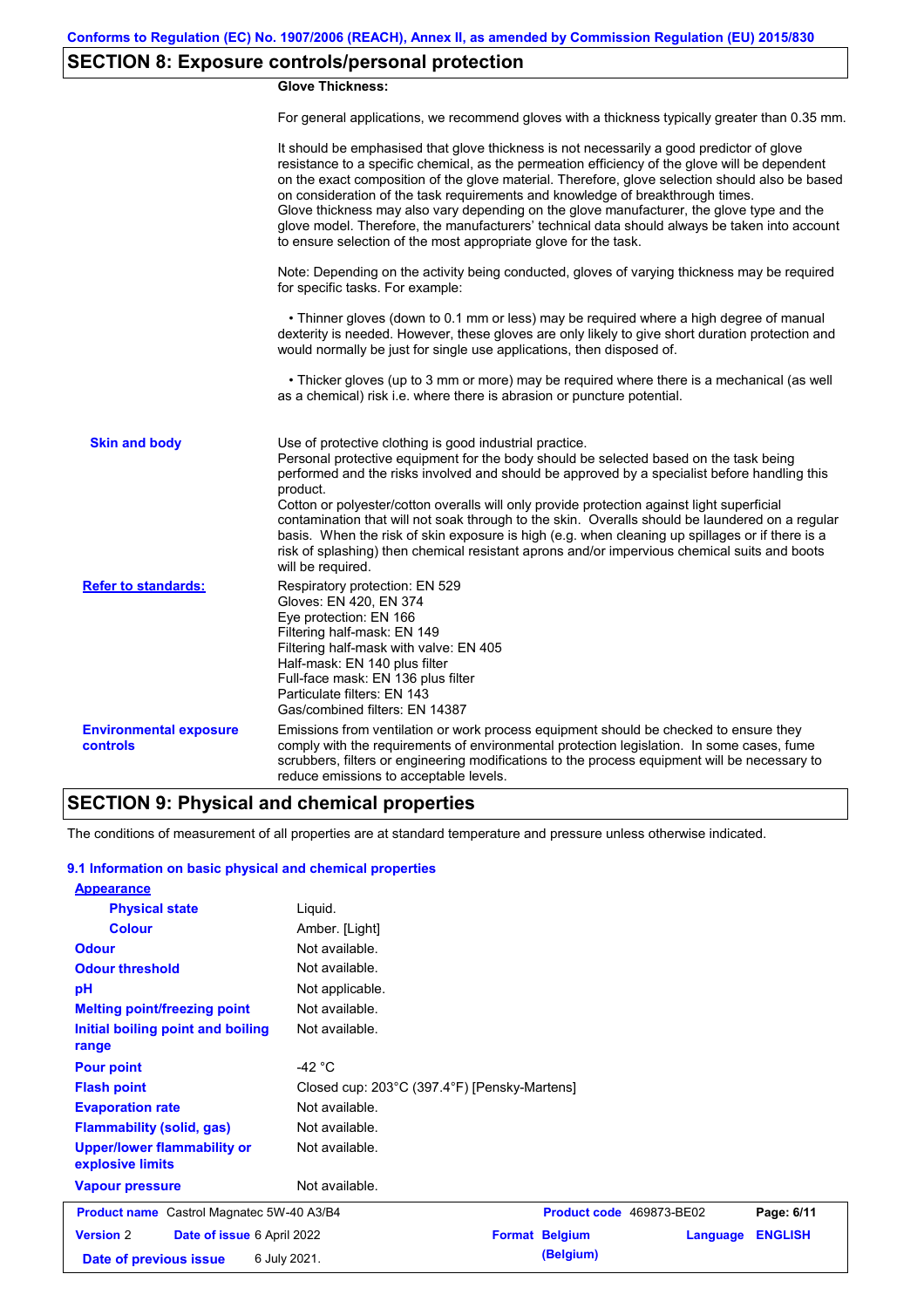## SECTION 8: Exposure controls/personal protection

**Glove Thickness:**

For general applications, we recommend gloves with a thickness typically greater than 0.35 mm.

It should be emphasised that glove thickness is not necessarily a good predictor of glove resistance to a specific chemical, as the permeation efficiency of the glove will be dependent on the exact composition of the glove material. Therefore, glove selection should also be based on consideration of the task requirements and knowledge of breakthrough times.
Glove thickness may also vary depending on the glove manufacturer, the glove type and the glove model. Therefore, the manufacturers' technical data should always be taken into account to ensure selection of the most appropriate glove for the task.

Note: Depending on the activity being conducted, gloves of varying thickness may be required for specific tasks. For example:

• Thinner gloves (down to 0.1 mm or less) may be required where a high degree of manual dexterity is needed. However, these gloves are only likely to give short duration protection and would normally be just for single use applications, then disposed of.

• Thicker gloves (up to 3 mm or more) may be required where there is a mechanical (as well as a chemical) risk i.e. where there is abrasion or puncture potential.

**Skin and body**

Use of protective clothing is good industrial practice.
Personal protective equipment for the body should be selected based on the task being performed and the risks involved and should be approved by a specialist before handling this product.
Cotton or polyester/cotton overalls will only provide protection against light superficial contamination that will not soak through to the skin. Overalls should be laundered on a regular basis. When the risk of skin exposure is high (e.g. when cleaning up spillages or if there is a risk of splashing) then chemical resistant aprons and/or impervious chemical suits and boots will be required.

**Refer to standards:**

Respiratory protection: EN 529
Gloves: EN 420, EN 374
Eye protection: EN 166
Filtering half-mask: EN 149
Filtering half-mask with valve: EN 405
Half-mask: EN 140 plus filter
Full-face mask: EN 136 plus filter
Particulate filters: EN 143
Gas/combined filters: EN 14387

**Environmental exposure controls**

Emissions from ventilation or work process equipment should be checked to ensure they comply with the requirements of environmental protection legislation. In some cases, fume scrubbers, filters or engineering modifications to the process equipment will be necessary to reduce emissions to acceptable levels.

## SECTION 9: Physical and chemical properties

The conditions of measurement of all properties are at standard temperature and pressure unless otherwise indicated.

### 9.1 Information on basic physical and chemical properties

**Appearance**

| Property | Value |
|---|---|
| Physical state | Liquid. |
| Colour | Amber. [Light] |
| Odour | Not available. |
| Odour threshold | Not available. |
| pH | Not applicable. |
| Melting point/freezing point | Not available. |
| Initial boiling point and boiling range | Not available. |
| Pour point | -42 °C |
| Flash point | Closed cup: 203°C (397.4°F) [Pensky-Martens] |
| Evaporation rate | Not available. |
| Flammability (solid, gas) | Not available. |
| Upper/lower flammability or explosive limits | Not available. |
| Vapour pressure | Not available. |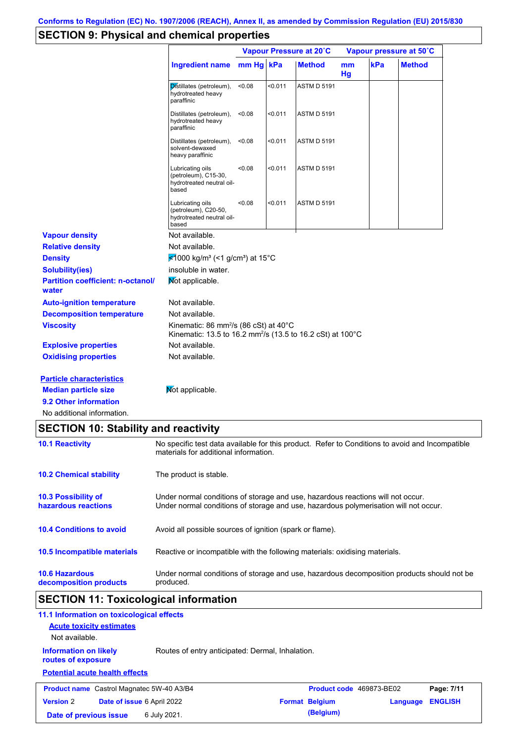Conforms to Regulation (EC) No. 1907/2006 (REACH), Annex II, as amended by Commission Regulation (EU) 2015/830

## SECTION 9: Physical and chemical properties

| | Vapour Pressure at 20˚C | | | Vapour pressure at 50˚C | | |
|---|---|---|---|---|---|---|
| **Ingredient name** | **mm Hg** | **kPa** | **Method** | **mm Hg** | **kPa** | **Method** |
| Distillates (petroleum), hydrotreated heavy paraffinic | <0.08 | <0.011 | ASTM D 5191 | | | |
| Distillates (petroleum), hydrotreated heavy paraffinic | <0.08 | <0.011 | ASTM D 5191 | | | |
| Distillates (petroleum), solvent-dewaxed heavy paraffinic | <0.08 | <0.011 | ASTM D 5191 | | | |
| Lubricating oils (petroleum), C15-30, hydrotreated neutral oil-based | <0.08 | <0.011 | ASTM D 5191 | | | |
| Lubricating oils (petroleum), C20-50, hydrotreated neutral oil-based | <0.08 | <0.011 | ASTM D 5191 | | | |

**Vapour density** Not available.

**Relative density** Not available.

**Density** <1000 kg/m³ (<1 g/cm³) at 15°C

**Solubility(ies)** insoluble in water.

**Partition coefficient: n-octanol/ water** Not applicable.

**Auto-ignition temperature** Not available.

**Decomposition temperature** Not available.

**Viscosity** Kinematic: 86 mm²/s (86 cSt) at 40°C
Kinematic: 13.5 to 16.2 mm²/s (13.5 to 16.2 cSt) at 100°C

**Explosive properties** Not available.

**Oxidising properties** Not available.

**Particle characteristics**

**Median particle size** Not applicable.

**9.2 Other information**

No additional information.

## SECTION 10: Stability and reactivity

**10.1 Reactivity** No specific test data available for this product. Refer to Conditions to avoid and Incompatible materials for additional information.

**10.2 Chemical stability** The product is stable.

**10.3 Possibility of hazardous reactions** Under normal conditions of storage and use, hazardous reactions will not occur.
Under normal conditions of storage and use, hazardous polymerisation will not occur.

**10.4 Conditions to avoid** Avoid all possible sources of ignition (spark or flame).

**10.5 Incompatible materials** Reactive or incompatible with the following materials: oxidising materials.

**10.6 Hazardous decomposition products** Under normal conditions of storage and use, hazardous decomposition products should not be produced.

## SECTION 11: Toxicological information

**11.1 Information on toxicological effects**

**Acute toxicity estimates**

Not available.

**Information on likely routes of exposure** Routes of entry anticipated: Dermal, Inhalation.

**Potential acute health effects**

| **Product name** Castrol Magnatec 5W-40 A3/B4 | **Product code** 469873-BE02 | |
|---|---|---|
| **Version** 2 **Date of issue** 6 April 2022 | **Format** Belgium (Belgium) | **Language** ENGLISH |
| **Date of previous issue** 6 July 2021. | | |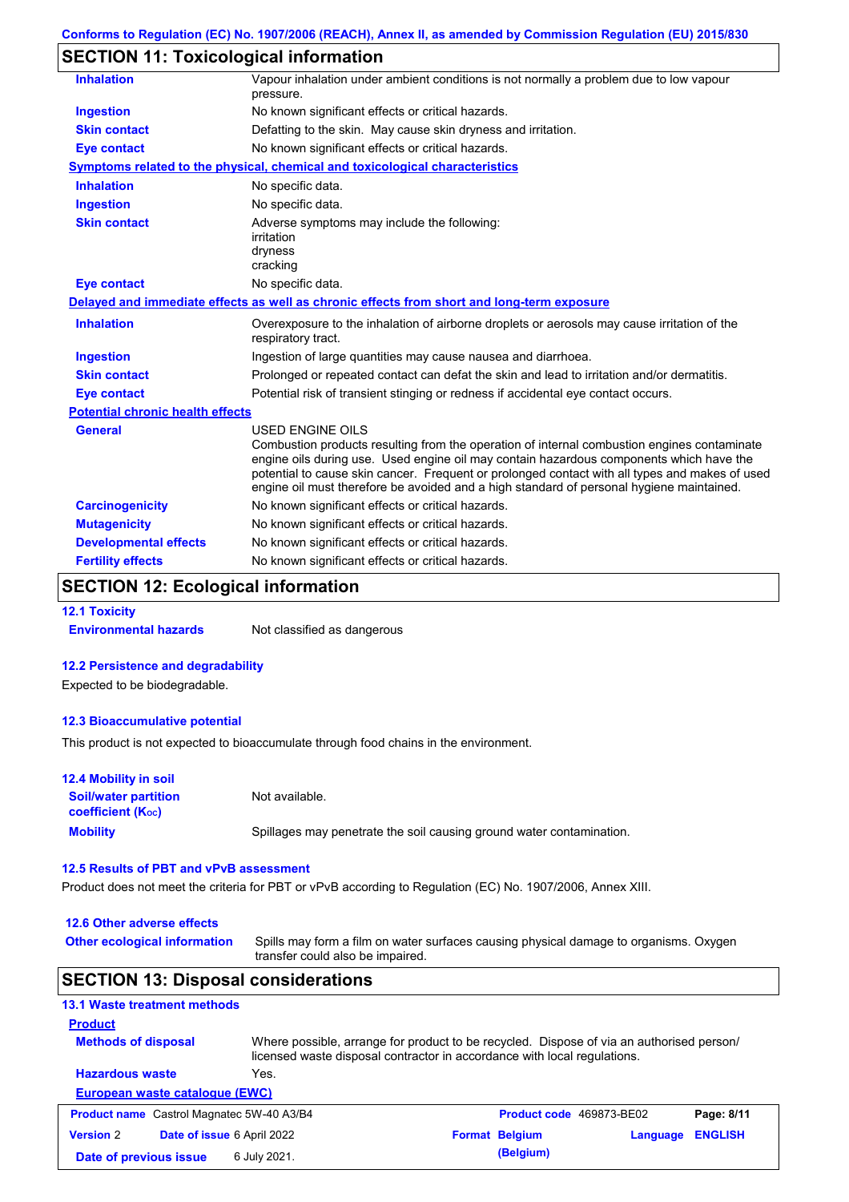## SECTION 11: Toxicological information

| | |
|---|---|
| **Inhalation** | Vapour inhalation under ambient conditions is not normally a problem due to low vapour pressure. |
| **Ingestion** | No known significant effects or critical hazards. |
| **Skin contact** | Defatting to the skin. May cause skin dryness and irritation. |
| **Eye contact** | No known significant effects or critical hazards. |

**Symptoms related to the physical, chemical and toxicological characteristics**

| | |
|---|---|
| **Inhalation** | No specific data. |
| **Ingestion** | No specific data. |
| **Skin contact** | Adverse symptoms may include the following: irritation dryness cracking |
| **Eye contact** | No specific data. |

**Delayed and immediate effects as well as chronic effects from short and long-term exposure**

| | |
|---|---|
| **Inhalation** | Overexposure to the inhalation of airborne droplets or aerosols may cause irritation of the respiratory tract. |
| **Ingestion** | Ingestion of large quantities may cause nausea and diarrhoea. |
| **Skin contact** | Prolonged or repeated contact can defat the skin and lead to irritation and/or dermatitis. |
| **Eye contact** | Potential risk of transient stinging or redness if accidental eye contact occurs. |

**Potential chronic health effects**

| | |
|---|---|
| **General** | USED ENGINE OILS Combustion products resulting from the operation of internal combustion engines contaminate engine oils during use. Used engine oil may contain hazardous components which have the potential to cause skin cancer. Frequent or prolonged contact with all types and makes of used engine oil must therefore be avoided and a high standard of personal hygiene maintained. |
| **Carcinogenicity** | No known significant effects or critical hazards. |
| **Mutagenicity** | No known significant effects or critical hazards. |
| **Developmental effects** | No known significant effects or critical hazards. |
| **Fertility effects** | No known significant effects or critical hazards. |

## SECTION 12: Ecological information

### 12.1 Toxicity

**Environmental hazards** Not classified as dangerous

### 12.2 Persistence and degradability

Expected to be biodegradable.

### 12.3 Bioaccumulative potential

This product is not expected to bioaccumulate through food chains in the environment.

### 12.4 Mobility in soil

| | |
|---|---|
| **Soil/water partition coefficient ($K_{OC}$)** | Not available. |
| **Mobility** | Spillages may penetrate the soil causing ground water contamination. |

### 12.5 Results of PBT and vPvB assessment

Product does not meet the criteria for PBT or vPvB according to Regulation (EC) No. 1907/2006, Annex XIII.

### 12.6 Other adverse effects

**Other ecological information** Spills may form a film on water surfaces causing physical damage to organisms. Oxygen transfer could also be impaired.

## SECTION 13: Disposal considerations

### 13.1 Waste treatment methods

**Product**

| | |
|---|---|
| **Methods of disposal** | Where possible, arrange for product to be recycled. Dispose of via an authorised person/ licensed waste disposal contractor in accordance with local regulations. |
| **Hazardous waste** | Yes. |

**European waste catalogue (EWC)**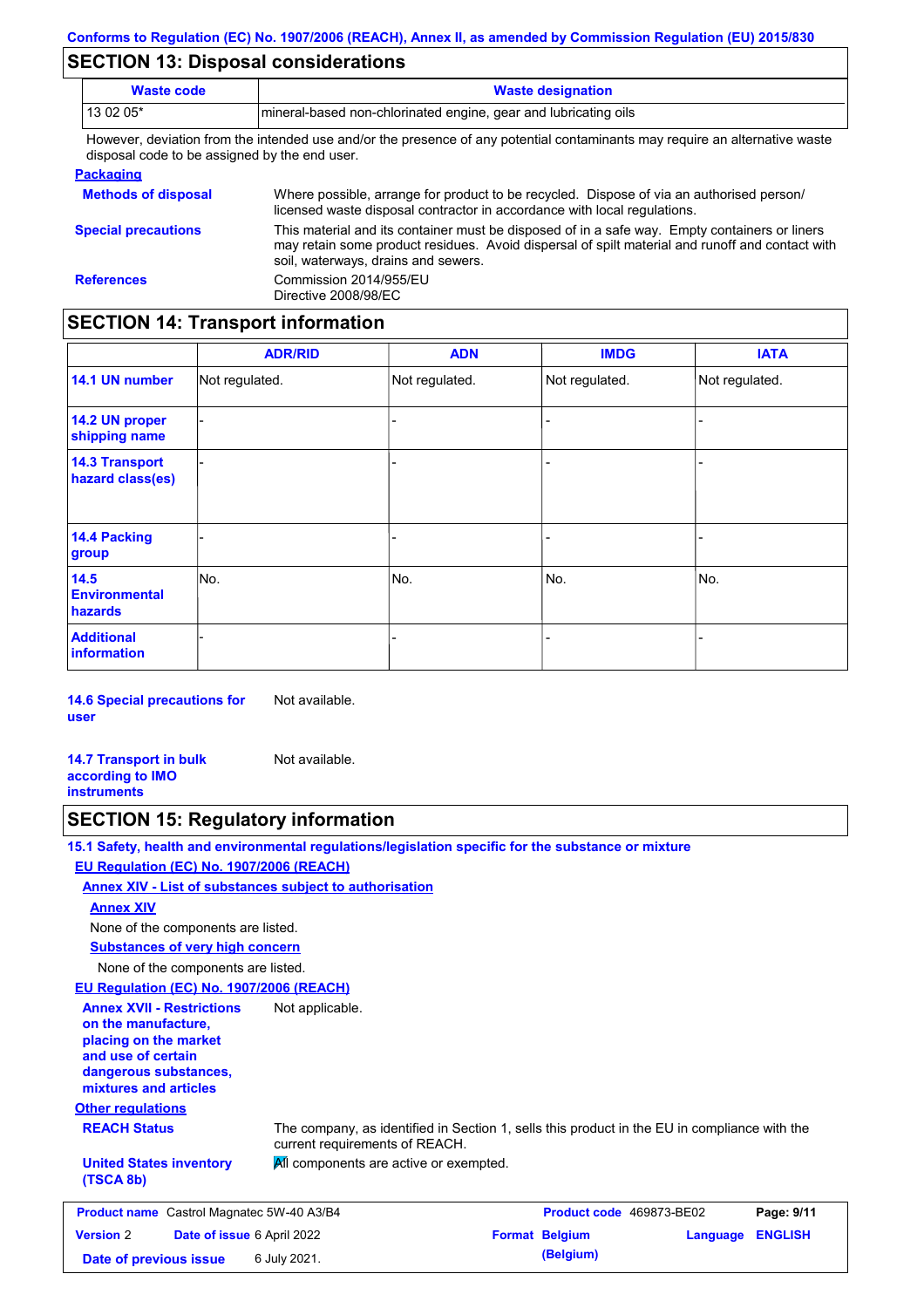## SECTION 13: Disposal considerations

| Waste code | Waste designation |
|---|---|
| 13 02 05* | mineral-based non-chlorinated engine, gear and lubricating oils |

However, deviation from the intended use and/or the presence of any potential contaminants may require an alternative waste disposal code to be assigned by the end user.

**Packaging**

**Methods of disposal**: Where possible, arrange for product to be recycled. Dispose of via an authorised person/ licensed waste disposal contractor in accordance with local regulations.

**Special precautions**: This material and its container must be disposed of in a safe way. Empty containers or liners may retain some product residues. Avoid dispersal of spilt material and runoff and contact with soil, waterways, drains and sewers.

**References**: Commission 2014/955/EU
Directive 2008/98/EC

## SECTION 14: Transport information

| | ADR/RID | ADN | IMDG | IATA |
|---|---|---|---|---|
| 14.1 UN number | Not regulated. | Not regulated. | Not regulated. | Not regulated. |
| 14.2 UN proper shipping name | - | - | - | - |
| 14.3 Transport hazard class(es) | - | - | - | - |
| 14.4 Packing group | - | - | - | - |
| 14.5 Environmental hazards | No. | No. | No. | No. |
| Additional information | - | - | - | - |

**14.6 Special precautions for user**: Not available.

**14.7 Transport in bulk according to IMO instruments**: Not available.

## SECTION 15: Regulatory information

**15.1 Safety, health and environmental regulations/legislation specific for the substance or mixture**

**EU Regulation (EC) No. 1907/2006 (REACH)**

**Annex XIV - List of substances subject to authorisation**

**Annex XIV**

None of the components are listed.

**Substances of very high concern**

None of the components are listed.

**EU Regulation (EC) No. 1907/2006 (REACH)**

**Annex XVII - Restrictions on the manufacture, placing on the market and use of certain dangerous substances, mixtures and articles**: Not applicable.

**Other regulations**

**REACH Status**: The company, as identified in Section 1, sells this product in the EU in compliance with the current requirements of REACH.

**United States inventory (TSCA 8b)**: All components are active or exempted.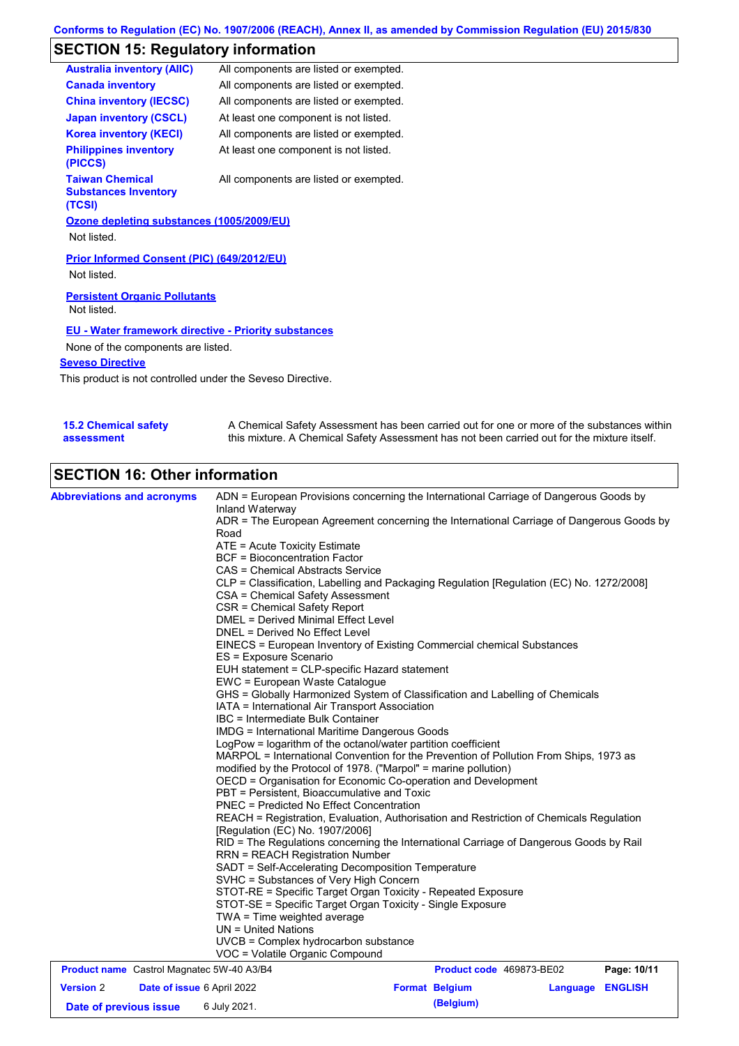## SECTION 15: Regulatory information

| | |
|---|---|
| **Australia inventory (AIIC)** | All components are listed or exempted. |
| **Canada inventory** | All components are listed or exempted. |
| **China inventory (IECSC)** | All components are listed or exempted. |
| **Japan inventory (CSCL)** | At least one component is not listed. |
| **Korea inventory (KECI)** | All components are listed or exempted. |
| **Philippines inventory (PICCS)** | At least one component is not listed. |
| **Taiwan Chemical Substances Inventory (TCSI)** | All components are listed or exempted. |

**Ozone depleting substances (1005/2009/EU)**

Not listed.

**Prior Informed Consent (PIC) (649/2012/EU)**

Not listed.

**Persistent Organic Pollutants**

Not listed.

**EU - Water framework directive - Priority substances**

None of the components are listed.

**Seveso Directive**

This product is not controlled under the Seveso Directive.

**15.2 Chemical safety assessment** — A Chemical Safety Assessment has been carried out for one or more of the substances within this mixture. A Chemical Safety Assessment has not been carried out for the mixture itself.

## SECTION 16: Other information

**Abbreviations and acronyms**

ADN = European Provisions concerning the International Carriage of Dangerous Goods by Inland Waterway
ADR = The European Agreement concerning the International Carriage of Dangerous Goods by Road
ATE = Acute Toxicity Estimate
BCF = Bioconcentration Factor
CAS = Chemical Abstracts Service
CLP = Classification, Labelling and Packaging Regulation [Regulation (EC) No. 1272/2008]
CSA = Chemical Safety Assessment
CSR = Chemical Safety Report
DMEL = Derived Minimal Effect Level
DNEL = Derived No Effect Level
EINECS = European Inventory of Existing Commercial chemical Substances
ES = Exposure Scenario
EUH statement = CLP-specific Hazard statement
EWC = European Waste Catalogue
GHS = Globally Harmonized System of Classification and Labelling of Chemicals
IATA = International Air Transport Association
IBC = Intermediate Bulk Container
IMDG = International Maritime Dangerous Goods
LogPow = logarithm of the octanol/water partition coefficient
MARPOL = International Convention for the Prevention of Pollution From Ships, 1973 as modified by the Protocol of 1978. ("Marpol" = marine pollution)
OECD = Organisation for Economic Co-operation and Development
PBT = Persistent, Bioaccumulative and Toxic
PNEC = Predicted No Effect Concentration
REACH = Registration, Evaluation, Authorisation and Restriction of Chemicals Regulation [Regulation (EC) No. 1907/2006]
RID = The Regulations concerning the International Carriage of Dangerous Goods by Rail
RRN = REACH Registration Number
SADT = Self-Accelerating Decomposition Temperature
SVHC = Substances of Very High Concern
STOT-RE = Specific Target Organ Toxicity - Repeated Exposure
STOT-SE = Specific Target Organ Toxicity - Single Exposure
TWA = Time weighted average
UN = United Nations
UVCB = Complex hydrocarbon substance
VOC = Volatile Organic Compound

| | | | |
|---|---|---|---|
| **Product name** Castrol Magnatec 5W-40 A3/B4 | | **Product code** 469873-BE02 | |
| **Version** 2 | **Date of issue** 6 April 2022 | **Format** Belgium (Belgium) | **Language** ENGLISH |
| **Date of previous issue** 6 July 2021. | | | |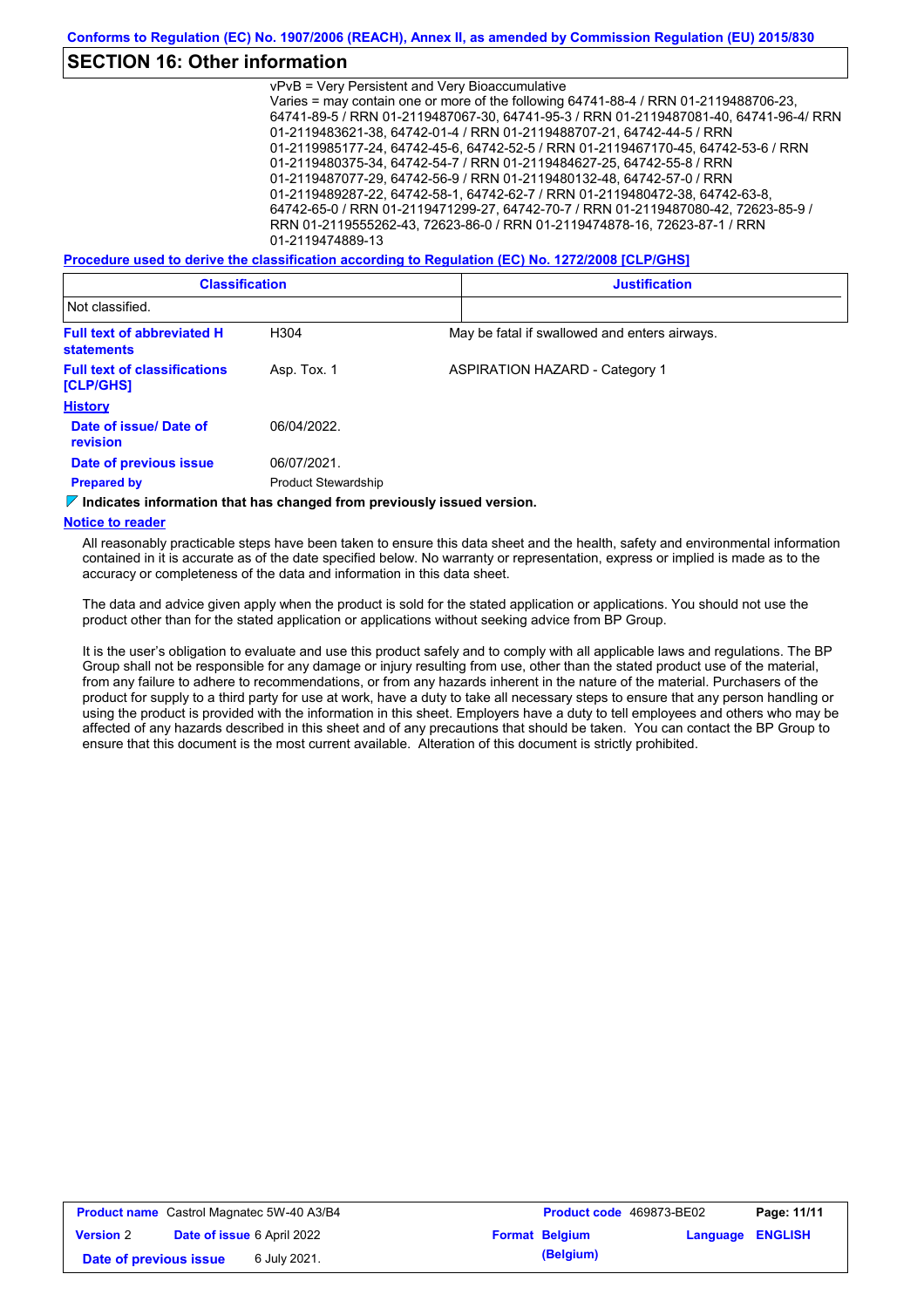## SECTION 16: Other information

vPvB = Very Persistent and Very Bioaccumulative
Varies = may contain one or more of the following 64741-88-4 / RRN 01-2119488706-23, 64741-89-5 / RRN 01-2119487067-30, 64741-95-3 / RRN 01-2119487081-40, 64741-96-4/ RRN 01-2119483621-38, 64742-01-4 / RRN 01-2119488707-21, 64742-44-5 / RRN 01-2119985177-24, 64742-45-6, 64742-52-5 / RRN 01-2119467170-45, 64742-53-6 / RRN 01-2119480375-34, 64742-54-7 / RRN 01-2119484627-25, 64742-55-8 / RRN 01-2119487077-29, 64742-56-9 / RRN 01-2119480132-48, 64742-57-0 / RRN 01-2119489287-22, 64742-58-1, 64742-62-7 / RRN 01-2119480472-38, 64742-63-8, 64742-65-0 / RRN 01-2119471299-27, 64742-70-7 / RRN 01-2119487080-42, 72623-85-9 / RRN 01-2119555262-43, 72623-86-0 / RRN 01-2119474878-16, 72623-87-1 / RRN 01-2119474889-13

**Procedure used to derive the classification according to Regulation (EC) No. 1272/2008 [CLP/GHS]**

| Classification | Justification |
|---|---|
| Not classified. | |

| | | |
|---|---|---|
| **Full text of abbreviated H statements** | H304 | May be fatal if swallowed and enters airways. |
| **Full text of classifications [CLP/GHS]** | Asp. Tox. 1 | ASPIRATION HAZARD - Category 1 |

**History**

| | |
|---|---|
| **Date of issue/ Date of revision** | 06/04/2022. |
| **Date of previous issue** | 06/07/2021. |
| **Prepared by** | Product Stewardship |

**Indicates information that has changed from previously issued version.**

**Notice to reader**

All reasonably practicable steps have been taken to ensure this data sheet and the health, safety and environmental information contained in it is accurate as of the date specified below. No warranty or representation, express or implied is made as to the accuracy or completeness of the data and information in this data sheet.

The data and advice given apply when the product is sold for the stated application or applications. You should not use the product other than for the stated application or applications without seeking advice from BP Group.

It is the user's obligation to evaluate and use this product safely and to comply with all applicable laws and regulations. The BP Group shall not be responsible for any damage or injury resulting from use, other than the stated product use of the material, from any failure to adhere to recommendations, or from any hazards inherent in the nature of the material. Purchasers of the product for supply to a third party for use at work, have a duty to take all necessary steps to ensure that any person handling or using the product is provided with the information in this sheet. Employers have a duty to tell employees and others who may be affected of any hazards described in this sheet and of any precautions that should be taken. You can contact the BP Group to ensure that this document is the most current available. Alteration of this document is strictly prohibited.